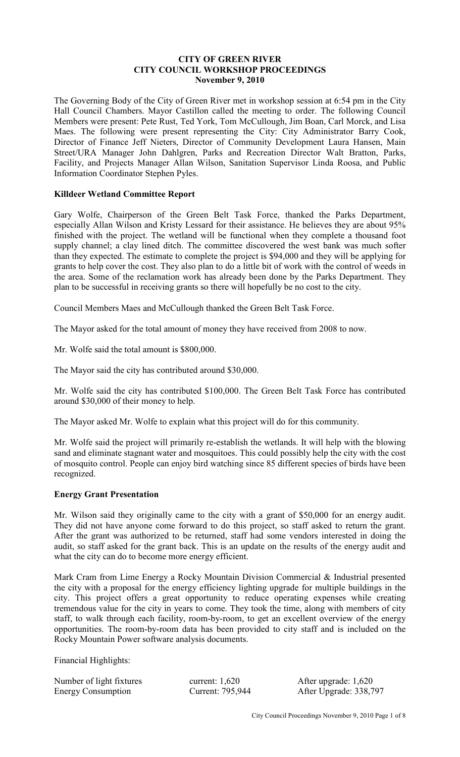# CITY OF GREEN RIVER
## CITY COUNCIL WORKSHOP PROCEEDINGS
### November 9, 2010

The Governing Body of the City of Green River met in workshop session at 6:54 pm in the City Hall Council Chambers. Mayor Castillon called the meeting to order. The following Council Members were present: Pete Rust, Ted York, Tom McCullough, Jim Boan, Carl Morck, and Lisa Maes. The following were present representing the City: City Administrator Barry Cook, Director of Finance Jeff Nieters, Director of Community Development Laura Hansen, Main Street/URA Manager John Dahlgren, Parks and Recreation Director Walt Bratton, Parks, Facility, and Projects Manager Allan Wilson, Sanitation Supervisor Linda Roosa, and Public Information Coordinator Stephen Pyles.

**Killdeer Wetland Committee Report**

Gary Wolfe, Chairperson of the Green Belt Task Force, thanked the Parks Department, especially Allan Wilson and Kristy Lessard for their assistance. He believes they are about 95% finished with the project. The wetland will be functional when they complete a thousand foot supply channel; a clay lined ditch. The committee discovered the west bank was much softer than they expected. The estimate to complete the project is $94,000 and they will be applying for grants to help cover the cost. They also plan to do a little bit of work with the control of weeds in the area. Some of the reclamation work has already been done by the Parks Department. They plan to be successful in receiving grants so there will hopefully be no cost to the city.

Council Members Maes and McCullough thanked the Green Belt Task Force.

The Mayor asked for the total amount of money they have received from 2008 to now.

Mr. Wolfe said the total amount is $800,000.

The Mayor said the city has contributed around $30,000.

Mr. Wolfe said the city has contributed $100,000. The Green Belt Task Force has contributed around $30,000 of their money to help.

The Mayor asked Mr. Wolfe to explain what this project will do for this community.

Mr. Wolfe said the project will primarily re-establish the wetlands. It will help with the blowing sand and eliminate stagnant water and mosquitoes. This could possibly help the city with the cost of mosquito control. People can enjoy bird watching since 85 different species of birds have been recognized.

**Energy Grant Presentation**

Mr. Wilson said they originally came to the city with a grant of $50,000 for an energy audit. They did not have anyone come forward to do this project, so staff asked to return the grant. After the grant was authorized to be returned, staff had some vendors interested in doing the audit, so staff asked for the grant back. This is an update on the results of the energy audit and what the city can do to become more energy efficient.

Mark Cram from Lime Energy a Rocky Mountain Division Commercial & Industrial presented the city with a proposal for the energy efficiency lighting upgrade for multiple buildings in the city. This project offers a great opportunity to reduce operating expenses while creating tremendous value for the city in years to come. They took the time, along with members of city staff, to walk through each facility, room-by-room, to get an excellent overview of the energy opportunities. The room-by-room data has been provided to city staff and is included on the Rocky Mountain Power software analysis documents.

Financial Highlights:

| | | |
|---|---|---|
| Number of light fixtures | current: 1,620 | After upgrade: 1,620 |
| Energy Consumption | Current: 795,944 | After Upgrade: 338,797 |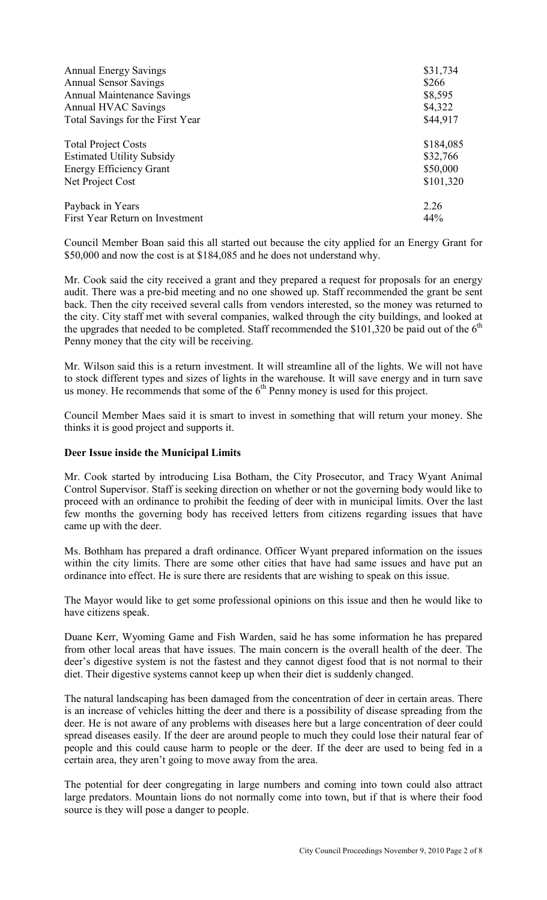| | |
|---|---|
| Annual Energy Savings | \$31,734 |
| Annual Sensor Savings | \$266 |
| Annual Maintenance Savings | \$8,595 |
| Annual HVAC Savings | \$4,322 |
| Total Savings for the First Year | \$44,917 |
| | |
| Total Project Costs | \$184,085 |
| Estimated Utility Subsidy | \$32,766 |
| Energy Efficiency Grant | \$50,000 |
| Net Project Cost | \$101,320 |
| | |
| Payback in Years | 2.26 |
| First Year Return on Investment | 44% |

Council Member Boan said this all started out because the city applied for an Energy Grant for \$50,000 and now the cost is at \$184,085 and he does not understand why.

Mr. Cook said the city received a grant and they prepared a request for proposals for an energy audit. There was a pre-bid meeting and no one showed up. Staff recommended the grant be sent back. Then the city received several calls from vendors interested, so the money was returned to the city. City staff met with several companies, walked through the city buildings, and looked at the upgrades that needed to be completed. Staff recommended the \$101,320 be paid out of the 6th Penny money that the city will be receiving.

Mr. Wilson said this is a return investment. It will streamline all of the lights. We will not have to stock different types and sizes of lights in the warehouse. It will save energy and in turn save us money. He recommends that some of the 6th Penny money is used for this project.

Council Member Maes said it is smart to invest in something that will return your money. She thinks it is good project and supports it.

**Deer Issue inside the Municipal Limits**

Mr. Cook started by introducing Lisa Botham, the City Prosecutor, and Tracy Wyant Animal Control Supervisor. Staff is seeking direction on whether or not the governing body would like to proceed with an ordinance to prohibit the feeding of deer with in municipal limits. Over the last few months the governing body has received letters from citizens regarding issues that have came up with the deer.

Ms. Bothham has prepared a draft ordinance. Officer Wyant prepared information on the issues within the city limits. There are some other cities that have had same issues and have put an ordinance into effect. He is sure there are residents that are wishing to speak on this issue.

The Mayor would like to get some professional opinions on this issue and then he would like to have citizens speak.

Duane Kerr, Wyoming Game and Fish Warden, said he has some information he has prepared from other local areas that have issues. The main concern is the overall health of the deer. The deer's digestive system is not the fastest and they cannot digest food that is not normal to their diet. Their digestive systems cannot keep up when their diet is suddenly changed.

The natural landscaping has been damaged from the concentration of deer in certain areas. There is an increase of vehicles hitting the deer and there is a possibility of disease spreading from the deer. He is not aware of any problems with diseases here but a large concentration of deer could spread diseases easily. If the deer are around people to much they could lose their natural fear of people and this could cause harm to people or the deer. If the deer are used to being fed in a certain area, they aren't going to move away from the area.

The potential for deer congregating in large numbers and coming into town could also attract large predators. Mountain lions do not normally come into town, but if that is where their food source is they will pose a danger to people.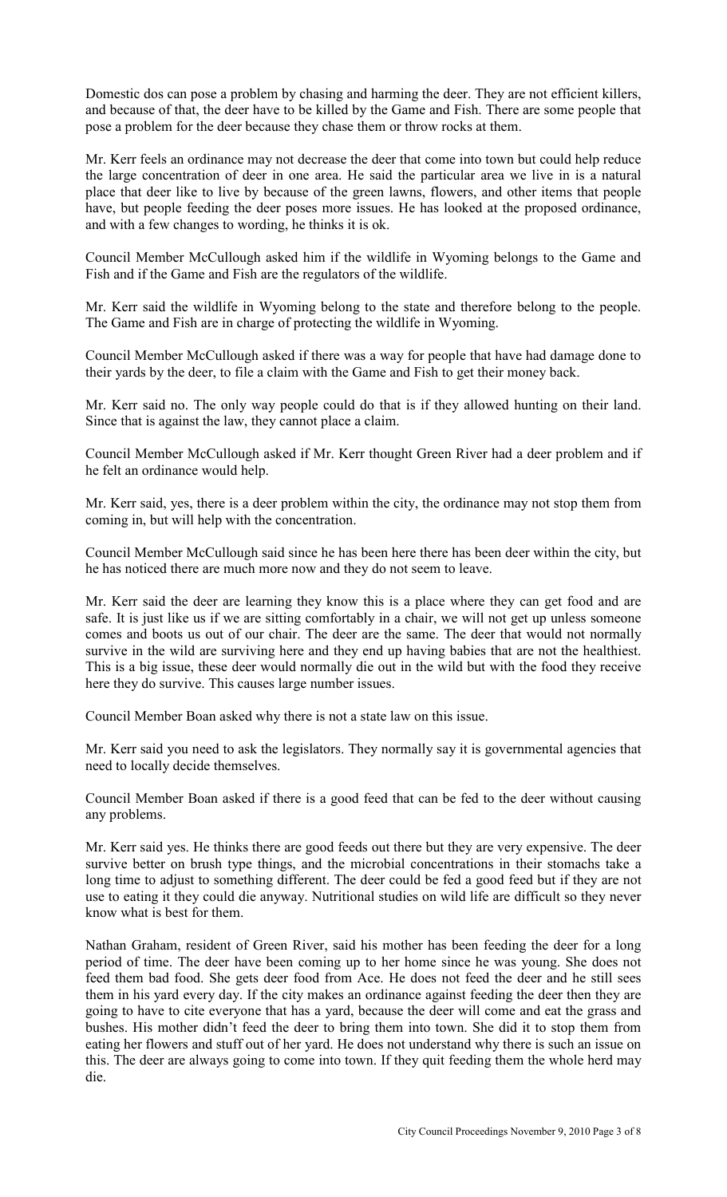Domestic dos can pose a problem by chasing and harming the deer. They are not efficient killers, and because of that, the deer have to be killed by the Game and Fish. There are some people that pose a problem for the deer because they chase them or throw rocks at them.

Mr. Kerr feels an ordinance may not decrease the deer that come into town but could help reduce the large concentration of deer in one area. He said the particular area we live in is a natural place that deer like to live by because of the green lawns, flowers, and other items that people have, but people feeding the deer poses more issues. He has looked at the proposed ordinance, and with a few changes to wording, he thinks it is ok.

Council Member McCullough asked him if the wildlife in Wyoming belongs to the Game and Fish and if the Game and Fish are the regulators of the wildlife.

Mr. Kerr said the wildlife in Wyoming belong to the state and therefore belong to the people. The Game and Fish are in charge of protecting the wildlife in Wyoming.

Council Member McCullough asked if there was a way for people that have had damage done to their yards by the deer, to file a claim with the Game and Fish to get their money back.

Mr. Kerr said no. The only way people could do that is if they allowed hunting on their land. Since that is against the law, they cannot place a claim.

Council Member McCullough asked if Mr. Kerr thought Green River had a deer problem and if he felt an ordinance would help.

Mr. Kerr said, yes, there is a deer problem within the city, the ordinance may not stop them from coming in, but will help with the concentration.

Council Member McCullough said since he has been here there has been deer within the city, but he has noticed there are much more now and they do not seem to leave.

Mr. Kerr said the deer are learning they know this is a place where they can get food and are safe. It is just like us if we are sitting comfortably in a chair, we will not get up unless someone comes and boots us out of our chair. The deer are the same. The deer that would not normally survive in the wild are surviving here and they end up having babies that are not the healthiest. This is a big issue, these deer would normally die out in the wild but with the food they receive here they do survive. This causes large number issues.

Council Member Boan asked why there is not a state law on this issue.

Mr. Kerr said you need to ask the legislators. They normally say it is governmental agencies that need to locally decide themselves.

Council Member Boan asked if there is a good feed that can be fed to the deer without causing any problems.

Mr. Kerr said yes. He thinks there are good feeds out there but they are very expensive. The deer survive better on brush type things, and the microbial concentrations in their stomachs take a long time to adjust to something different. The deer could be fed a good feed but if they are not use to eating it they could die anyway. Nutritional studies on wild life are difficult so they never know what is best for them.

Nathan Graham, resident of Green River, said his mother has been feeding the deer for a long period of time. The deer have been coming up to her home since he was young. She does not feed them bad food. She gets deer food from Ace. He does not feed the deer and he still sees them in his yard every day. If the city makes an ordinance against feeding the deer then they are going to have to cite everyone that has a yard, because the deer will come and eat the grass and bushes. His mother didn't feed the deer to bring them into town. She did it to stop them from eating her flowers and stuff out of her yard. He does not understand why there is such an issue on this. The deer are always going to come into town. If they quit feeding them the whole herd may die.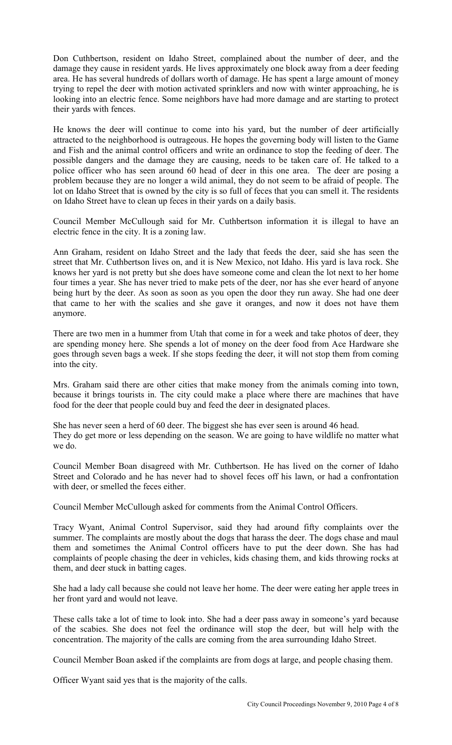Don Cuthbertson, resident on Idaho Street, complained about the number of deer, and the damage they cause in resident yards. He lives approximately one block away from a deer feeding area. He has several hundreds of dollars worth of damage. He has spent a large amount of money trying to repel the deer with motion activated sprinklers and now with winter approaching, he is looking into an electric fence. Some neighbors have had more damage and are starting to protect their yards with fences.

He knows the deer will continue to come into his yard, but the number of deer artificially attracted to the neighborhood is outrageous. He hopes the governing body will listen to the Game and Fish and the animal control officers and write an ordinance to stop the feeding of deer. The possible dangers and the damage they are causing, needs to be taken care of. He talked to a police officer who has seen around 60 head of deer in this one area. The deer are posing a problem because they are no longer a wild animal, they do not seem to be afraid of people. The lot on Idaho Street that is owned by the city is so full of feces that you can smell it. The residents on Idaho Street have to clean up feces in their yards on a daily basis.

Council Member McCullough said for Mr. Cuthbertson information it is illegal to have an electric fence in the city. It is a zoning law.

Ann Graham, resident on Idaho Street and the lady that feeds the deer, said she has seen the street that Mr. Cuthbertson lives on, and it is New Mexico, not Idaho. His yard is lava rock. She knows her yard is not pretty but she does have someone come and clean the lot next to her home four times a year. She has never tried to make pets of the deer, nor has she ever heard of anyone being hurt by the deer. As soon as soon as you open the door they run away. She had one deer that came to her with the scalies and she gave it oranges, and now it does not have them anymore.

There are two men in a hummer from Utah that come in for a week and take photos of deer, they are spending money here. She spends a lot of money on the deer food from Ace Hardware she goes through seven bags a week. If she stops feeding the deer, it will not stop them from coming into the city.

Mrs. Graham said there are other cities that make money from the animals coming into town, because it brings tourists in. The city could make a place where there are machines that have food for the deer that people could buy and feed the deer in designated places.

She has never seen a herd of 60 deer. The biggest she has ever seen is around 46 head. They do get more or less depending on the season. We are going to have wildlife no matter what we do.

Council Member Boan disagreed with Mr. Cuthbertson. He has lived on the corner of Idaho Street and Colorado and he has never had to shovel feces off his lawn, or had a confrontation with deer, or smelled the feces either.

Council Member McCullough asked for comments from the Animal Control Officers.

Tracy Wyant, Animal Control Supervisor, said they had around fifty complaints over the summer. The complaints are mostly about the dogs that harass the deer. The dogs chase and maul them and sometimes the Animal Control officers have to put the deer down. She has had complaints of people chasing the deer in vehicles, kids chasing them, and kids throwing rocks at them, and deer stuck in batting cages.

She had a lady call because she could not leave her home. The deer were eating her apple trees in her front yard and would not leave.

These calls take a lot of time to look into. She had a deer pass away in someone's yard because of the scabies. She does not feel the ordinance will stop the deer, but will help with the concentration. The majority of the calls are coming from the area surrounding Idaho Street.

Council Member Boan asked if the complaints are from dogs at large, and people chasing them.

Officer Wyant said yes that is the majority of the calls.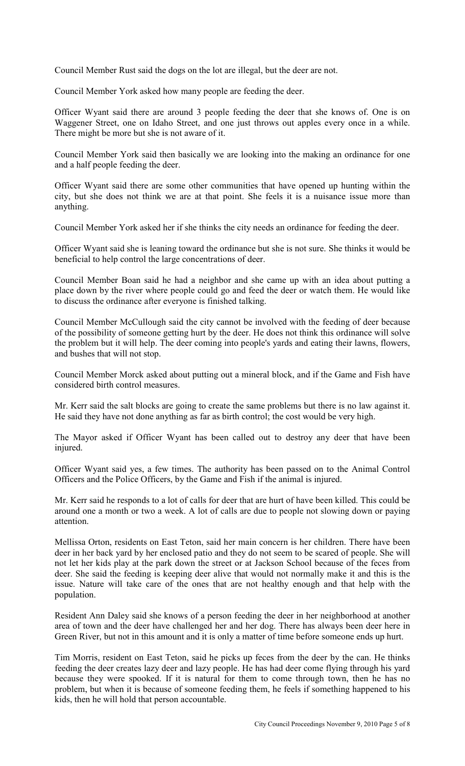Council Member Rust said the dogs on the lot are illegal, but the deer are not.

Council Member York asked how many people are feeding the deer.

Officer Wyant said there are around 3 people feeding the deer that she knows of. One is on Waggener Street, one on Idaho Street, and one just throws out apples every once in a while. There might be more but she is not aware of it.

Council Member York said then basically we are looking into the making an ordinance for one and a half people feeding the deer.

Officer Wyant said there are some other communities that have opened up hunting within the city, but she does not think we are at that point. She feels it is a nuisance issue more than anything.

Council Member York asked her if she thinks the city needs an ordinance for feeding the deer.

Officer Wyant said she is leaning toward the ordinance but she is not sure. She thinks it would be beneficial to help control the large concentrations of deer.

Council Member Boan said he had a neighbor and she came up with an idea about putting a place down by the river where people could go and feed the deer or watch them. He would like to discuss the ordinance after everyone is finished talking.

Council Member McCullough said the city cannot be involved with the feeding of deer because of the possibility of someone getting hurt by the deer. He does not think this ordinance will solve the problem but it will help. The deer coming into people's yards and eating their lawns, flowers, and bushes that will not stop.

Council Member Morck asked about putting out a mineral block, and if the Game and Fish have considered birth control measures.

Mr. Kerr said the salt blocks are going to create the same problems but there is no law against it. He said they have not done anything as far as birth control; the cost would be very high.

The Mayor asked if Officer Wyant has been called out to destroy any deer that have been injured.

Officer Wyant said yes, a few times. The authority has been passed on to the Animal Control Officers and the Police Officers, by the Game and Fish if the animal is injured.

Mr. Kerr said he responds to a lot of calls for deer that are hurt of have been killed. This could be around one a month or two a week. A lot of calls are due to people not slowing down or paying attention.

Mellissa Orton, residents on East Teton, said her main concern is her children. There have been deer in her back yard by her enclosed patio and they do not seem to be scared of people. She will not let her kids play at the park down the street or at Jackson School because of the feces from deer. She said the feeding is keeping deer alive that would not normally make it and this is the issue. Nature will take care of the ones that are not healthy enough and that help with the population.

Resident Ann Daley said she knows of a person feeding the deer in her neighborhood at another area of town and the deer have challenged her and her dog. There has always been deer here in Green River, but not in this amount and it is only a matter of time before someone ends up hurt.

Tim Morris, resident on East Teton, said he picks up feces from the deer by the can. He thinks feeding the deer creates lazy deer and lazy people. He has had deer come flying through his yard because they were spooked. If it is natural for them to come through town, then he has no problem, but when it is because of someone feeding them, he feels if something happened to his kids, then he will hold that person accountable.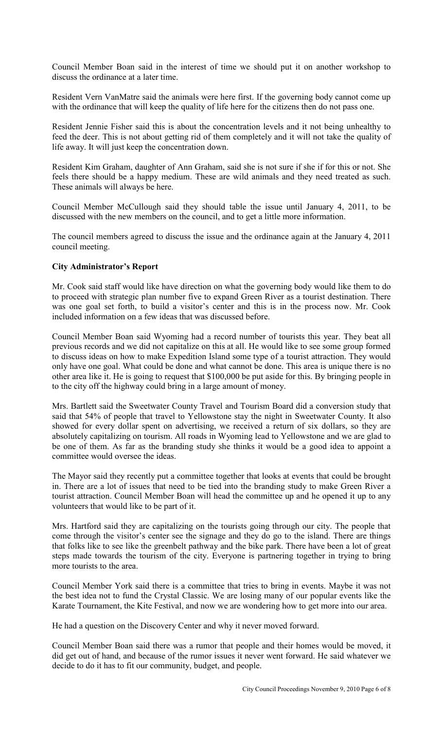Council Member Boan said in the interest of time we should put it on another workshop to discuss the ordinance at a later time.

Resident Vern VanMatre said the animals were here first. If the governing body cannot come up with the ordinance that will keep the quality of life here for the citizens then do not pass one.

Resident Jennie Fisher said this is about the concentration levels and it not being unhealthy to feed the deer. This is not about getting rid of them completely and it will not take the quality of life away. It will just keep the concentration down.

Resident Kim Graham, daughter of Ann Graham, said she is not sure if she if for this or not. She feels there should be a happy medium. These are wild animals and they need treated as such. These animals will always be here.

Council Member McCullough said they should table the issue until January 4, 2011, to be discussed with the new members on the council, and to get a little more information.

The council members agreed to discuss the issue and the ordinance again at the January 4, 2011 council meeting.

**City Administrator's Report**

Mr. Cook said staff would like have direction on what the governing body would like them to do to proceed with strategic plan number five to expand Green River as a tourist destination. There was one goal set forth, to build a visitor's center and this is in the process now. Mr. Cook included information on a few ideas that was discussed before.

Council Member Boan said Wyoming had a record number of tourists this year. They beat all previous records and we did not capitalize on this at all. He would like to see some group formed to discuss ideas on how to make Expedition Island some type of a tourist attraction. They would only have one goal. What could be done and what cannot be done. This area is unique there is no other area like it. He is going to request that $100,000 be put aside for this. By bringing people in to the city off the highway could bring in a large amount of money.

Mrs. Bartlett said the Sweetwater County Travel and Tourism Board did a conversion study that said that 54% of people that travel to Yellowstone stay the night in Sweetwater County. It also showed for every dollar spent on advertising, we received a return of six dollars, so they are absolutely capitalizing on tourism. All roads in Wyoming lead to Yellowstone and we are glad to be one of them. As far as the branding study she thinks it would be a good idea to appoint a committee would oversee the ideas.

The Mayor said they recently put a committee together that looks at events that could be brought in. There are a lot of issues that need to be tied into the branding study to make Green River a tourist attraction. Council Member Boan will head the committee up and he opened it up to any volunteers that would like to be part of it.

Mrs. Hartford said they are capitalizing on the tourists going through our city. The people that come through the visitor's center see the signage and they do go to the island. There are things that folks like to see like the greenbelt pathway and the bike park. There have been a lot of great steps made towards the tourism of the city. Everyone is partnering together in trying to bring more tourists to the area.

Council Member York said there is a committee that tries to bring in events. Maybe it was not the best idea not to fund the Crystal Classic. We are losing many of our popular events like the Karate Tournament, the Kite Festival, and now we are wondering how to get more into our area.

He had a question on the Discovery Center and why it never moved forward.

Council Member Boan said there was a rumor that people and their homes would be moved, it did get out of hand, and because of the rumor issues it never went forward. He said whatever we decide to do it has to fit our community, budget, and people.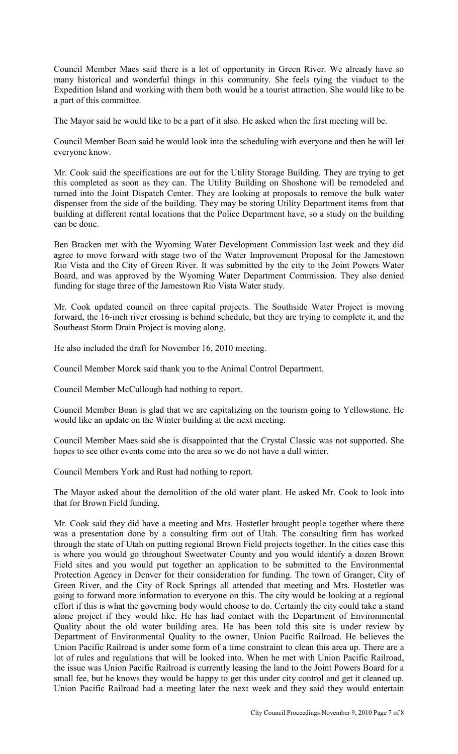Council Member Maes said there is a lot of opportunity in Green River. We already have so many historical and wonderful things in this community. She feels tying the viaduct to the Expedition Island and working with them both would be a tourist attraction. She would like to be a part of this committee.

The Mayor said he would like to be a part of it also. He asked when the first meeting will be.

Council Member Boan said he would look into the scheduling with everyone and then he will let everyone know.

Mr. Cook said the specifications are out for the Utility Storage Building. They are trying to get this completed as soon as they can. The Utility Building on Shoshone will be remodeled and turned into the Joint Dispatch Center. They are looking at proposals to remove the bulk water dispenser from the side of the building. They may be storing Utility Department items from that building at different rental locations that the Police Department have, so a study on the building can be done.

Ben Bracken met with the Wyoming Water Development Commission last week and they did agree to move forward with stage two of the Water Improvement Proposal for the Jamestown Rio Vista and the City of Green River. It was submitted by the city to the Joint Powers Water Board, and was approved by the Wyoming Water Department Commission. They also denied funding for stage three of the Jamestown Rio Vista Water study.

Mr. Cook updated council on three capital projects. The Southside Water Project is moving forward, the 16-inch river crossing is behind schedule, but they are trying to complete it, and the Southeast Storm Drain Project is moving along.

He also included the draft for November 16, 2010 meeting.

Council Member Morck said thank you to the Animal Control Department.

Council Member McCullough had nothing to report.

Council Member Boan is glad that we are capitalizing on the tourism going to Yellowstone. He would like an update on the Winter building at the next meeting.

Council Member Maes said she is disappointed that the Crystal Classic was not supported. She hopes to see other events come into the area so we do not have a dull winter.

Council Members York and Rust had nothing to report.

The Mayor asked about the demolition of the old water plant. He asked Mr. Cook to look into that for Brown Field funding.

Mr. Cook said they did have a meeting and Mrs. Hostetler brought people together where there was a presentation done by a consulting firm out of Utah. The consulting firm has worked through the state of Utah on putting regional Brown Field projects together. In the cities case this is where you would go throughout Sweetwater County and you would identify a dozen Brown Field sites and you would put together an application to be submitted to the Environmental Protection Agency in Denver for their consideration for funding. The town of Granger, City of Green River, and the City of Rock Springs all attended that meeting and Mrs. Hostetler was going to forward more information to everyone on this. The city would be looking at a regional effort if this is what the governing body would choose to do. Certainly the city could take a stand alone project if they would like. He has had contact with the Department of Environmental Quality about the old water building area. He has been told this site is under review by Department of Environmental Quality to the owner, Union Pacific Railroad. He believes the Union Pacific Railroad is under some form of a time constraint to clean this area up. There are a lot of rules and regulations that will be looked into. When he met with Union Pacific Railroad, the issue was Union Pacific Railroad is currently leasing the land to the Joint Powers Board for a small fee, but he knows they would be happy to get this under city control and get it cleaned up. Union Pacific Railroad had a meeting later the next week and they said they would entertain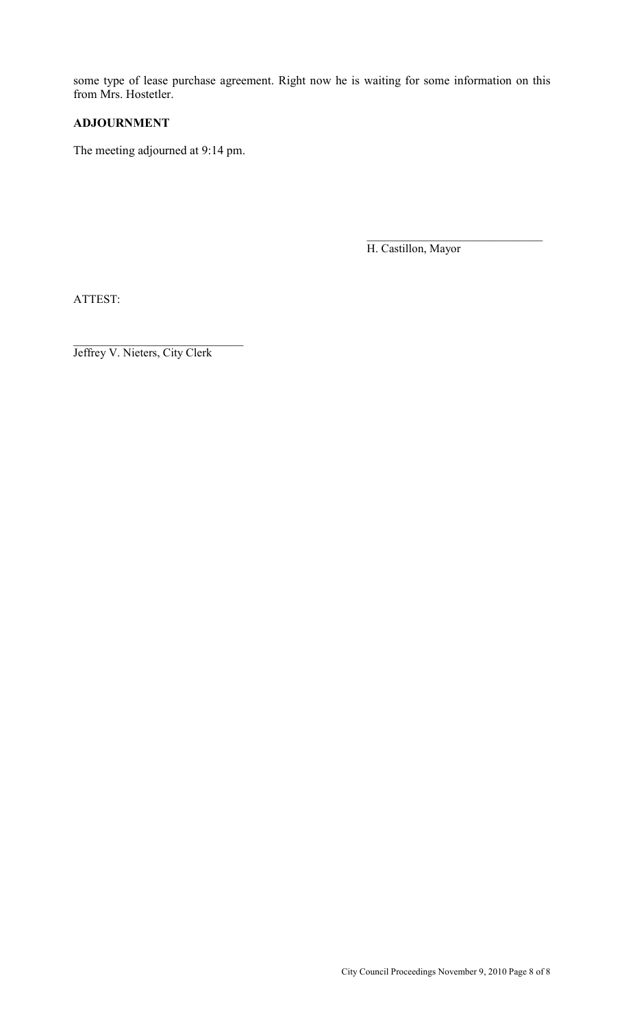some type of lease purchase agreement. Right now he is waiting for some information on this from Mrs. Hostetler.

**ADJOURNMENT**

The meeting adjourned at 9:14 pm.

\_\_\_\_\_\_\_\_\_\_\_\_\_\_\_\_\_\_\_\_\_\_\_\_\_\_\_\_\_\_

H. Castillon, Mayor

ATTEST:

\_\_\_\_\_\_\_\_\_\_\_\_\_\_\_\_\_\_\_\_\_\_\_\_\_\_\_\_\_\_

Jeffrey V. Nieters, City Clerk